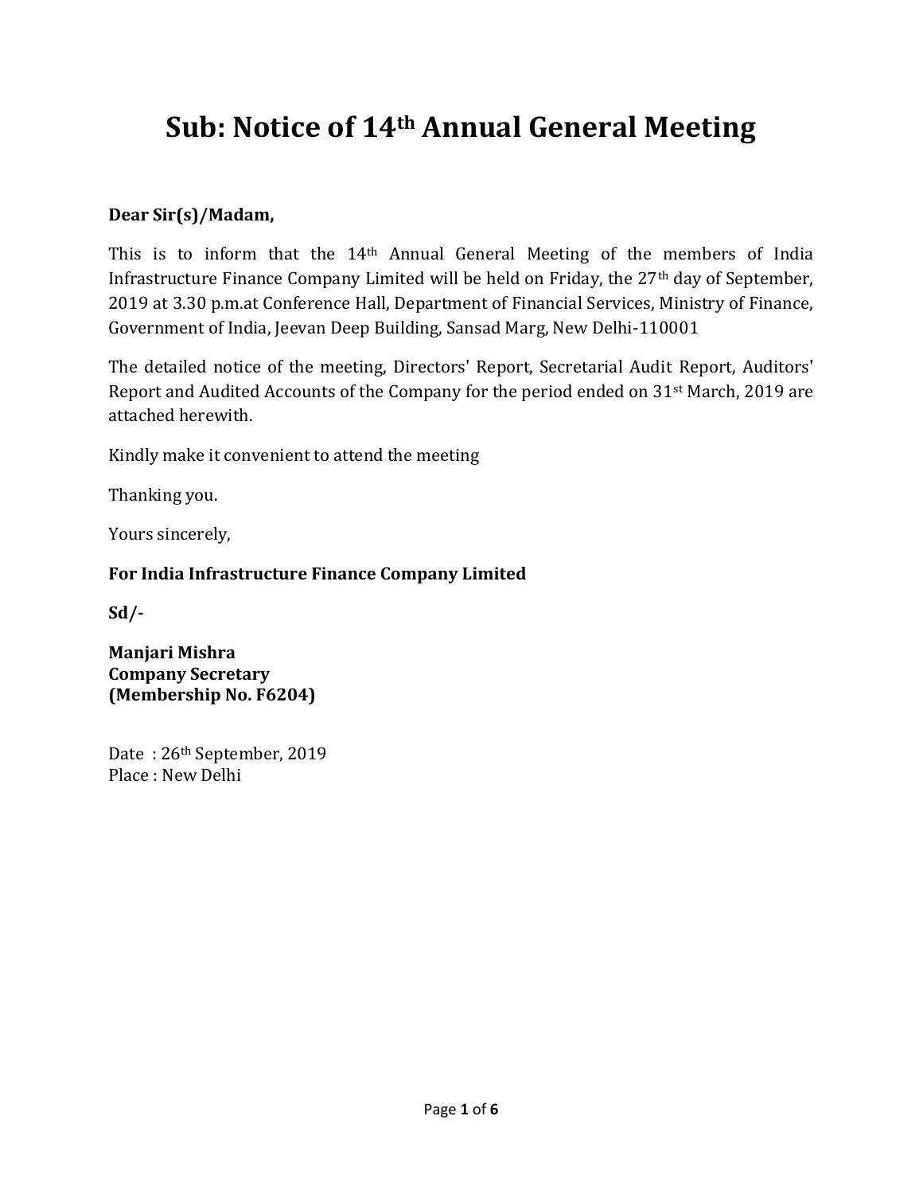# Sub: Notice of 14th Annual General Meeting

**Dear Sir(s)/Madam,**

This is to inform that the 14th Annual General Meeting of the members of India Infrastructure Finance Company Limited will be held on Friday, the 27th day of September, 2019 at 3.30 p.m.at Conference Hall, Department of Financial Services, Ministry of Finance, Government of India, Jeevan Deep Building, Sansad Marg, New Delhi-110001

The detailed notice of the meeting, Directors' Report, Secretarial Audit Report, Auditors' Report and Audited Accounts of the Company for the period ended on 31st March, 2019 are attached herewith.

Kindly make it convenient to attend the meeting

Thanking you.

Yours sincerely,

**For India Infrastructure Finance Company Limited**

**Sd/-**

**Manjari Mishra**
**Company Secretary**
**(Membership No. F6204)**

Date : 26th September, 2019
Place : New Delhi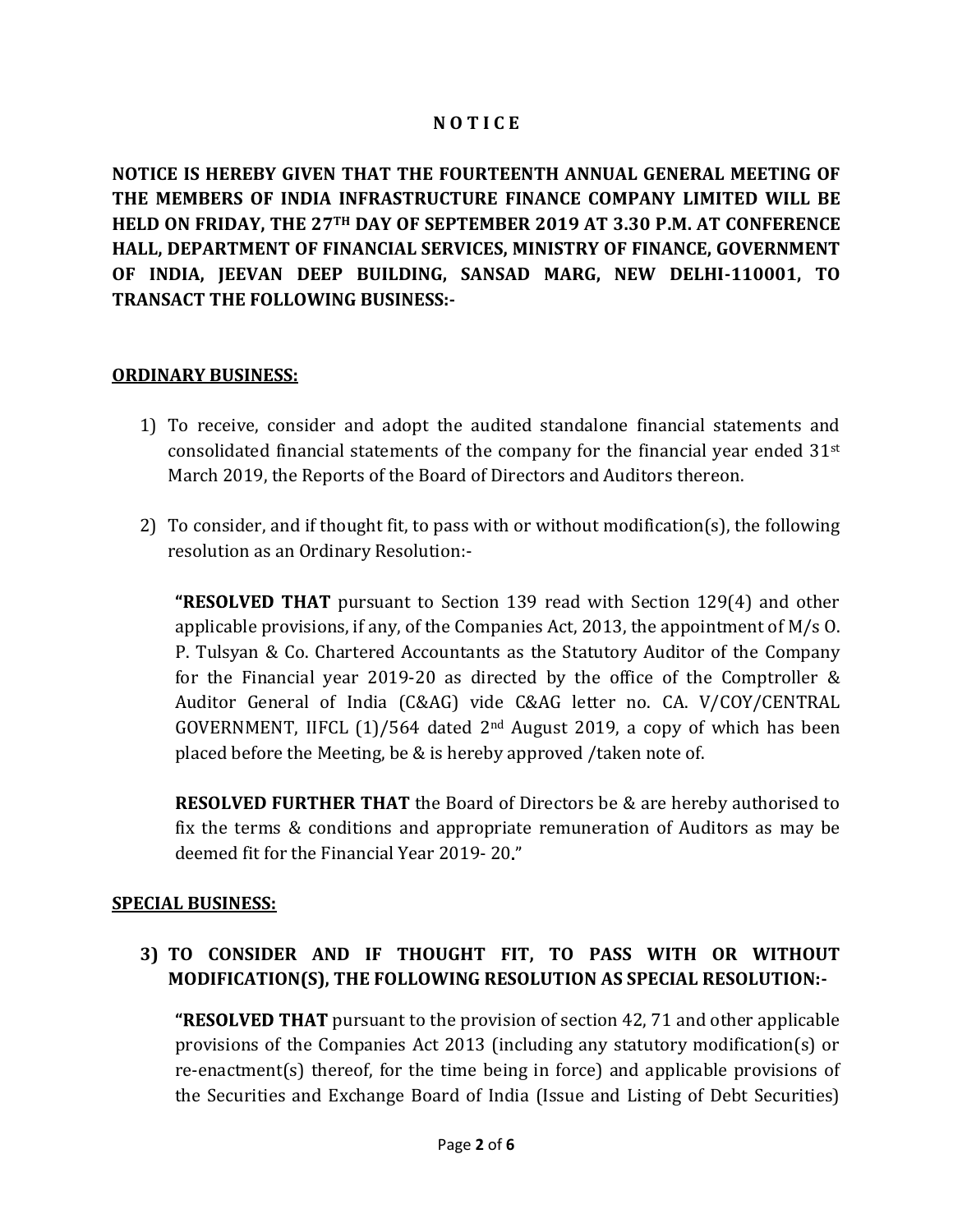# N O T I C E

**NOTICE IS HEREBY GIVEN THAT THE FOURTEENTH ANNUAL GENERAL MEETING OF THE MEMBERS OF INDIA INFRASTRUCTURE FINANCE COMPANY LIMITED WILL BE HELD ON FRIDAY, THE 27TH DAY OF SEPTEMBER 2019 AT 3.30 P.M. AT CONFERENCE HALL, DEPARTMENT OF FINANCIAL SERVICES, MINISTRY OF FINANCE, GOVERNMENT OF INDIA, JEEVAN DEEP BUILDING, SANSAD MARG, NEW DELHI-110001, TO TRANSACT THE FOLLOWING BUSINESS:-**

## ORDINARY BUSINESS:

1) To receive, consider and adopt the audited standalone financial statements and consolidated financial statements of the company for the financial year ended 31st March 2019, the Reports of the Board of Directors and Auditors thereon.

2) To consider, and if thought fit, to pass with or without modification(s), the following resolution as an Ordinary Resolution:-

   **"RESOLVED THAT** pursuant to Section 139 read with Section 129(4) and other applicable provisions, if any, of the Companies Act, 2013, the appointment of M/s O. P. Tulsyan & Co. Chartered Accountants as the Statutory Auditor of the Company for the Financial year 2019-20 as directed by the office of the Comptroller & Auditor General of India (C&AG) vide C&AG letter no. CA. V/COY/CENTRAL GOVERNMENT, IIFCL (1)/564 dated 2nd August 2019, a copy of which has been placed before the Meeting, be & is hereby approved /taken note of.

   **RESOLVED FURTHER THAT** the Board of Directors be & are hereby authorised to fix the terms & conditions and appropriate remuneration of Auditors as may be deemed fit for the Financial Year 2019- 20."

## SPECIAL BUSINESS:

3) **TO CONSIDER AND IF THOUGHT FIT, TO PASS WITH OR WITHOUT MODIFICATION(S), THE FOLLOWING RESOLUTION AS SPECIAL RESOLUTION:-**

   **"RESOLVED THAT** pursuant to the provision of section 42, 71 and other applicable provisions of the Companies Act 2013 (including any statutory modification(s) or re-enactment(s) thereof, for the time being in force) and applicable provisions of the Securities and Exchange Board of India (Issue and Listing of Debt Securities)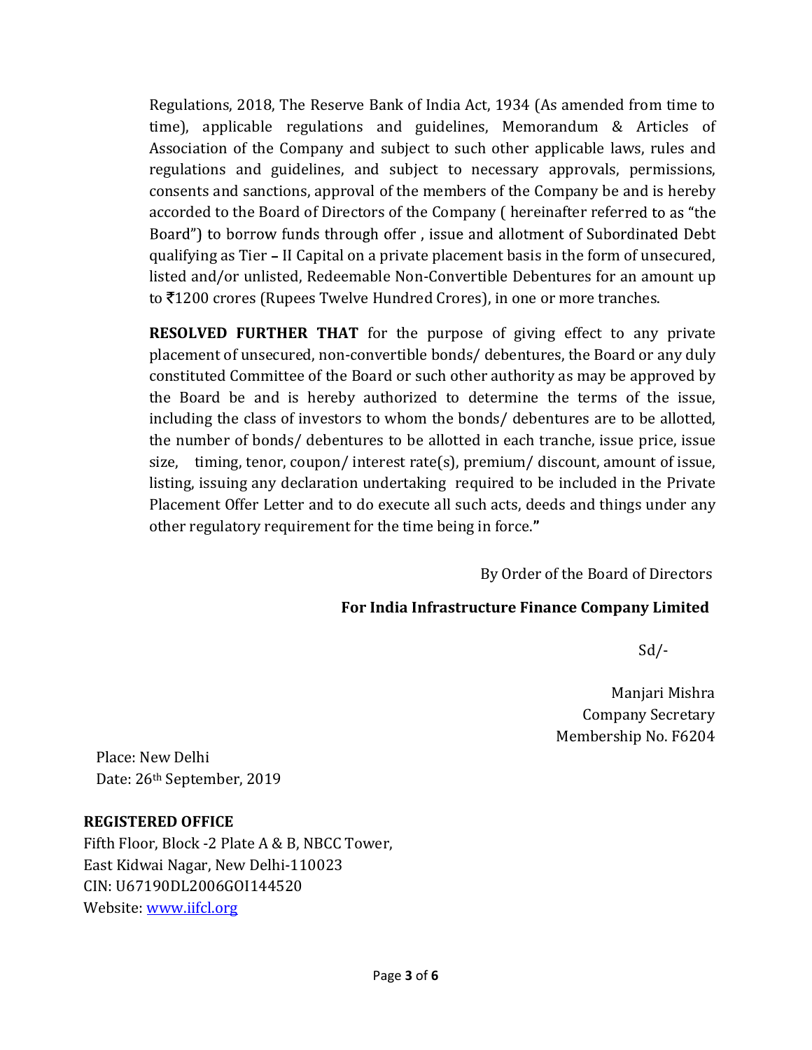Regulations, 2018, The Reserve Bank of India Act, 1934 (As amended from time to time), applicable regulations and guidelines, Memorandum & Articles of Association of the Company and subject to such other applicable laws, rules and regulations and guidelines, and subject to necessary approvals, permissions, consents and sanctions, approval of the members of the Company be and is hereby accorded to the Board of Directors of the Company ( hereinafter referred to as "the Board") to borrow funds through offer , issue and allotment of Subordinated Debt qualifying as Tier – II Capital on a private placement basis in the form of unsecured, listed and/or unlisted, Redeemable Non-Convertible Debentures for an amount up to ₹1200 crores (Rupees Twelve Hundred Crores), in one or more tranches.

**RESOLVED FURTHER THAT** for the purpose of giving effect to any private placement of unsecured, non-convertible bonds/ debentures, the Board or any duly constituted Committee of the Board or such other authority as may be approved by the Board be and is hereby authorized to determine the terms of the issue, including the class of investors to whom the bonds/ debentures are to be allotted, the number of bonds/ debentures to be allotted in each tranche, issue price, issue size, timing, tenor, coupon/ interest rate(s), premium/ discount, amount of issue, listing, issuing any declaration undertaking required to be included in the Private Placement Offer Letter and to do execute all such acts, deeds and things under any other regulatory requirement for the time being in force."

By Order of the Board of Directors

**For India Infrastructure Finance Company Limited**

Sd/-

Manjari Mishra
Company Secretary
Membership No. F6204

Place: New Delhi
Date: 26th September, 2019

**REGISTERED OFFICE**
Fifth Floor, Block -2 Plate A & B, NBCC Tower,
East Kidwai Nagar, New Delhi-110023
CIN: U67190DL2006GOI144520
Website: www.iifcl.org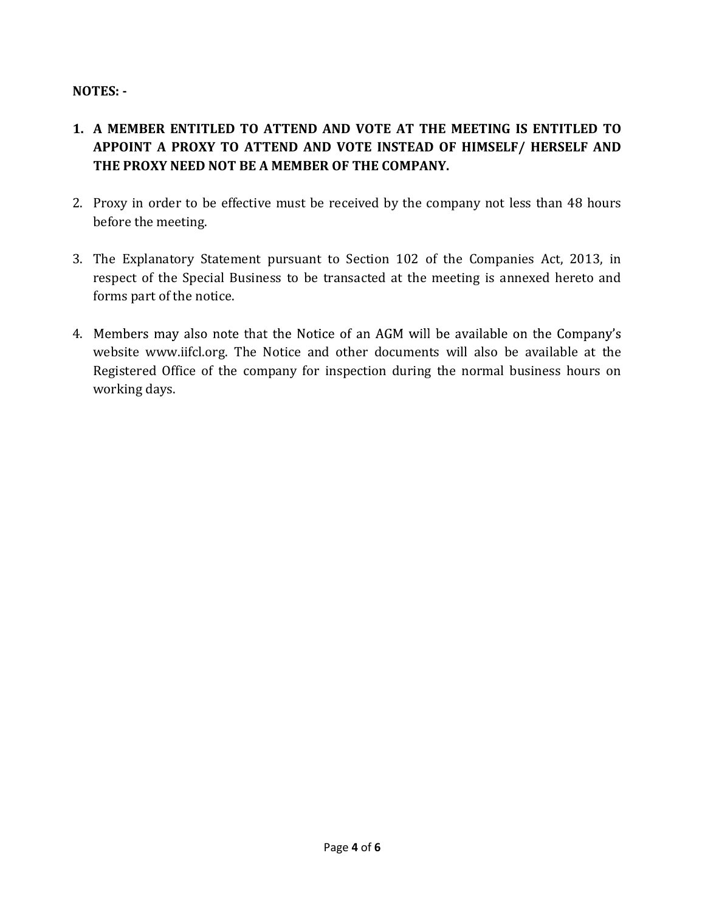**NOTES: -**

1. **A MEMBER ENTITLED TO ATTEND AND VOTE AT THE MEETING IS ENTITLED TO APPOINT A PROXY TO ATTEND AND VOTE INSTEAD OF HIMSELF/ HERSELF AND THE PROXY NEED NOT BE A MEMBER OF THE COMPANY.**

2. Proxy in order to be effective must be received by the company not less than 48 hours before the meeting.

3. The Explanatory Statement pursuant to Section 102 of the Companies Act, 2013, in respect of the Special Business to be transacted at the meeting is annexed hereto and forms part of the notice.

4. Members may also note that the Notice of an AGM will be available on the Company's website www.iifcl.org. The Notice and other documents will also be available at the Registered Office of the company for inspection during the normal business hours on working days.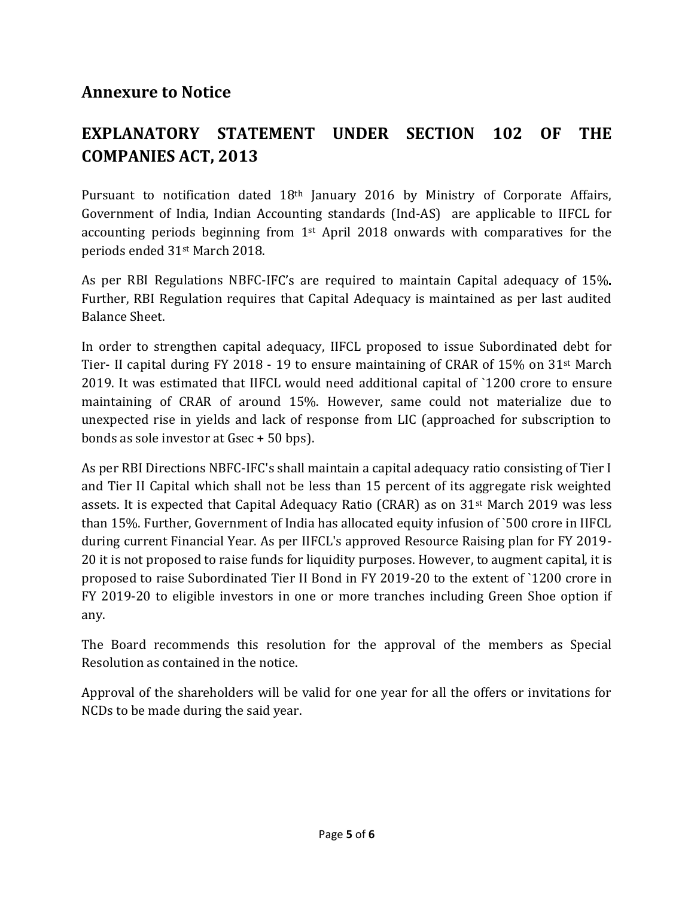## Annexure to Notice

## EXPLANATORY STATEMENT UNDER SECTION 102 OF THE COMPANIES ACT, 2013

Pursuant to notification dated 18th January 2016 by Ministry of Corporate Affairs, Government of India, Indian Accounting standards (Ind-AS) are applicable to IIFCL for accounting periods beginning from 1st April 2018 onwards with comparatives for the periods ended 31st March 2018.

As per RBI Regulations NBFC-IFC's are required to maintain Capital adequacy of 15%. Further, RBI Regulation requires that Capital Adequacy is maintained as per last audited Balance Sheet.

In order to strengthen capital adequacy, IIFCL proposed to issue Subordinated debt for Tier- II capital during FY 2018 - 19 to ensure maintaining of CRAR of 15% on 31st March 2019. It was estimated that IIFCL would need additional capital of `1200 crore to ensure maintaining of CRAR of around 15%. However, same could not materialize due to unexpected rise in yields and lack of response from LIC (approached for subscription to bonds as sole investor at Gsec + 50 bps).

As per RBI Directions NBFC-IFC's shall maintain a capital adequacy ratio consisting of Tier I and Tier II Capital which shall not be less than 15 percent of its aggregate risk weighted assets. It is expected that Capital Adequacy Ratio (CRAR) as on 31st March 2019 was less than 15%. Further, Government of India has allocated equity infusion of `500 crore in IIFCL during current Financial Year. As per IIFCL's approved Resource Raising plan for FY 2019-20 it is not proposed to raise funds for liquidity purposes. However, to augment capital, it is proposed to raise Subordinated Tier II Bond in FY 2019-20 to the extent of `1200 crore in FY 2019-20 to eligible investors in one or more tranches including Green Shoe option if any.

The Board recommends this resolution for the approval of the members as Special Resolution as contained in the notice.

Approval of the shareholders will be valid for one year for all the offers or invitations for NCDs to be made during the said year.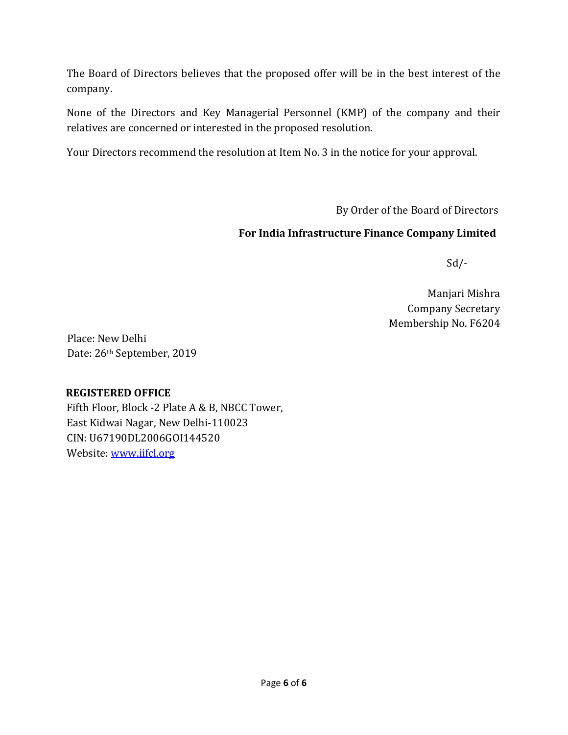The Board of Directors believes that the proposed offer will be in the best interest of the company.

None of the Directors and Key Managerial Personnel (KMP) of the company and their relatives are concerned or interested in the proposed resolution.

Your Directors recommend the resolution at Item No. 3 in the notice for your approval.

By Order of the Board of Directors

**For India Infrastructure Finance Company Limited**

Sd/-

Manjari Mishra
Company Secretary
Membership No. F6204

Place: New Delhi
Date: 26th September, 2019

**REGISTERED OFFICE**
Fifth Floor, Block -2 Plate A & B, NBCC Tower,
East Kidwai Nagar, New Delhi-110023
CIN: U67190DL2006GOI144520
Website: www.iifcl.org